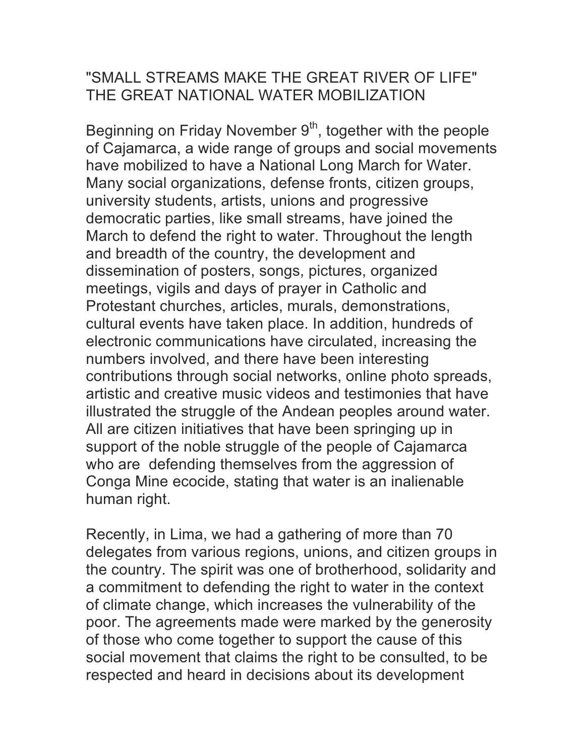# "SMALL STREAMS MAKE THE GREAT RIVER OF LIFE" THE GREAT NATIONAL WATER MOBILIZATION

Beginning on Friday November 9th, together with the people of Cajamarca, a wide range of groups and social movements have mobilized to have a National Long March for Water. Many social organizations, defense fronts, citizen groups, university students, artists, unions and progressive democratic parties, like small streams, have joined the March to defend the right to water. Throughout the length and breadth of the country, the development and dissemination of posters, songs, pictures, organized meetings, vigils and days of prayer in Catholic and Protestant churches, articles, murals, demonstrations, cultural events have taken place. In addition, hundreds of electronic communications have circulated, increasing the numbers involved, and there have been interesting contributions through social networks, online photo spreads, artistic and creative music videos and testimonies that have illustrated the struggle of the Andean peoples around water. All are citizen initiatives that have been springing up in support of the noble struggle of the people of Cajamarca who are defending themselves from the aggression of Conga Mine ecocide, stating that water is an inalienable human right.

Recently, in Lima, we had a gathering of more than 70 delegates from various regions, unions, and citizen groups in the country. The spirit was one of brotherhood, solidarity and a commitment to defending the right to water in the context of climate change, which increases the vulnerability of the poor. The agreements made were marked by the generosity of those who come together to support the cause of this social movement that claims the right to be consulted, to be respected and heard in decisions about its development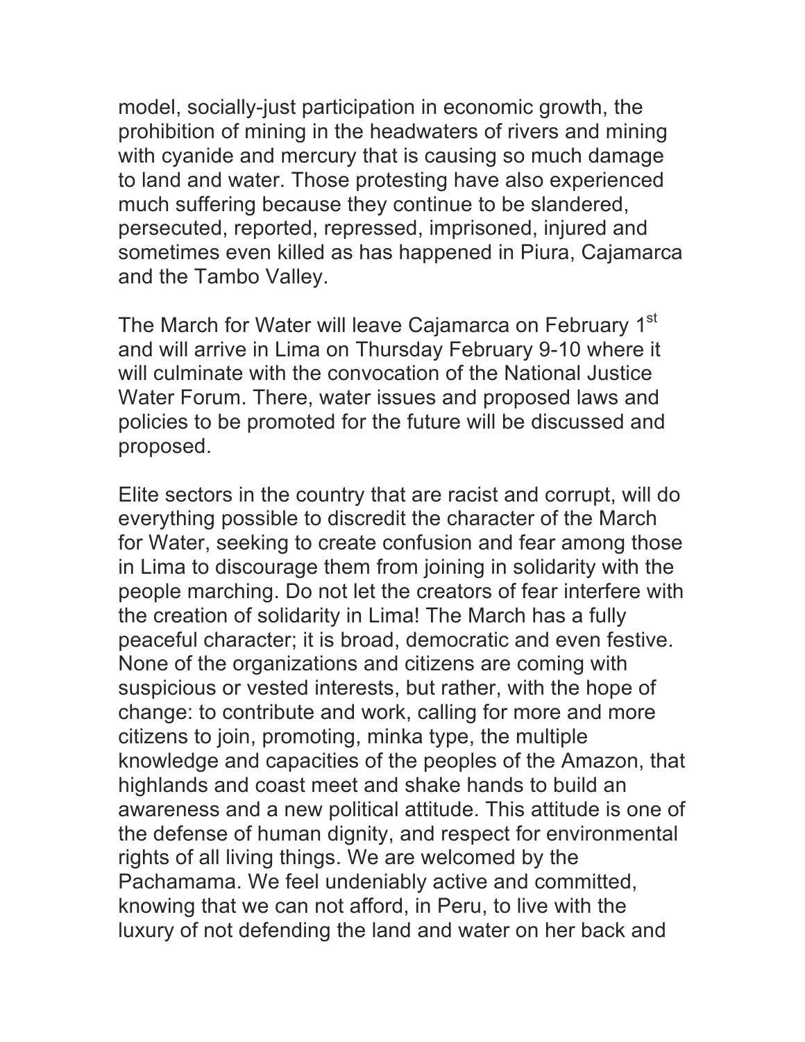model, socially-just participation in economic growth, the prohibition of mining in the headwaters of rivers and mining with cyanide and mercury that is causing so much damage to land and water. Those protesting have also experienced much suffering because they continue to be slandered, persecuted, reported, repressed, imprisoned, injured and sometimes even killed as has happened in Piura, Cajamarca and the Tambo Valley.

The March for Water will leave Cajamarca on February 1st and will arrive in Lima on Thursday February 9-10 where it will culminate with the convocation of the National Justice Water Forum. There, water issues and proposed laws and policies to be promoted for the future will be discussed and proposed.

Elite sectors in the country that are racist and corrupt, will do everything possible to discredit the character of the March for Water, seeking to create confusion and fear among those in Lima to discourage them from joining in solidarity with the people marching. Do not let the creators of fear interfere with the creation of solidarity in Lima! The March has a fully peaceful character; it is broad, democratic and even festive. None of the organizations and citizens are coming with suspicious or vested interests, but rather, with the hope of change: to contribute and work, calling for more and more citizens to join, promoting, minka type, the multiple knowledge and capacities of the peoples of the Amazon, that highlands and coast meet and shake hands to build an awareness and a new political attitude. This attitude is one of the defense of human dignity, and respect for environmental rights of all living things. We are welcomed by the Pachamama. We feel undeniably active and committed, knowing that we can not afford, in Peru, to live with the luxury of not defending the land and water on her back and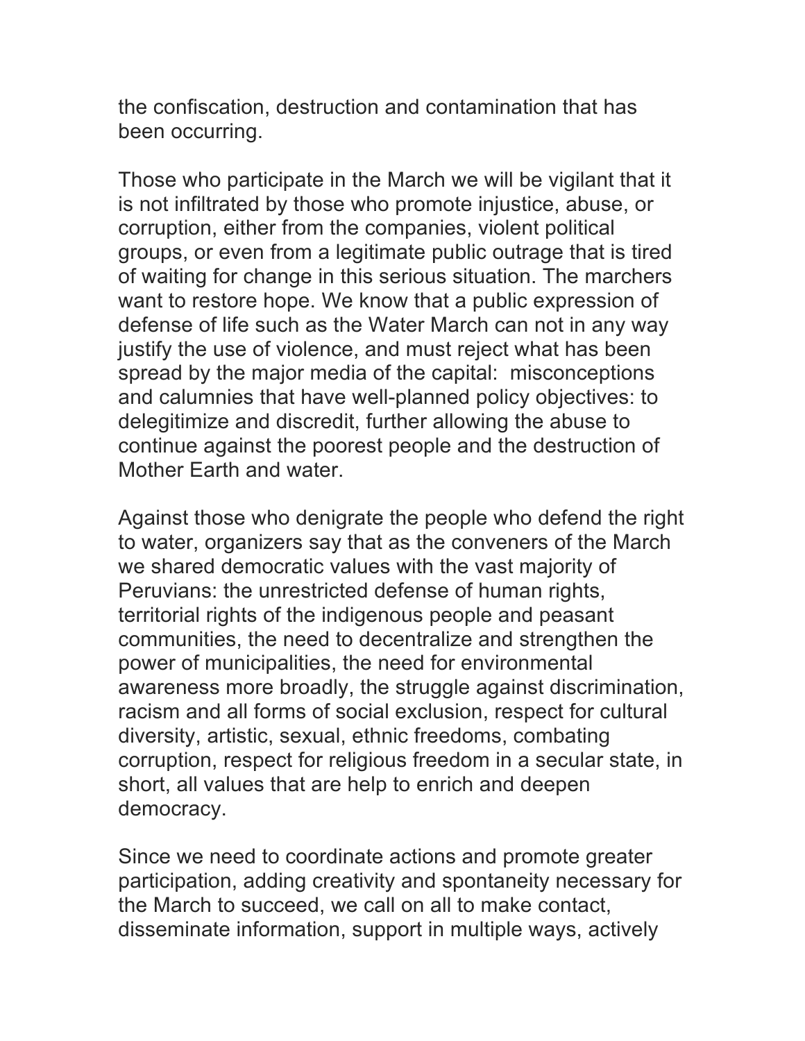the confiscation, destruction and contamination that has been occurring.

Those who participate in the March we will be vigilant that it is not infiltrated by those who promote injustice, abuse, or corruption, either from the companies, violent political groups, or even from a legitimate public outrage that is tired of waiting for change in this serious situation. The marchers want to restore hope. We know that a public expression of defense of life such as the Water March can not in any way justify the use of violence, and must reject what has been spread by the major media of the capital:  misconceptions and calumnies that have well-planned policy objectives: to delegitimize and discredit, further allowing the abuse to continue against the poorest people and the destruction of Mother Earth and water.

Against those who denigrate the people who defend the right to water, organizers say that as the conveners of the March we shared democratic values with the vast majority of Peruvians: the unrestricted defense of human rights, territorial rights of the indigenous people and peasant communities, the need to decentralize and strengthen the power of municipalities, the need for environmental awareness more broadly, the struggle against discrimination, racism and all forms of social exclusion, respect for cultural diversity, artistic, sexual, ethnic freedoms, combating corruption, respect for religious freedom in a secular state, in short, all values that are help to enrich and deepen democracy.

Since we need to coordinate actions and promote greater participation, adding creativity and spontaneity necessary for the March to succeed, we call on all to make contact, disseminate information, support in multiple ways, actively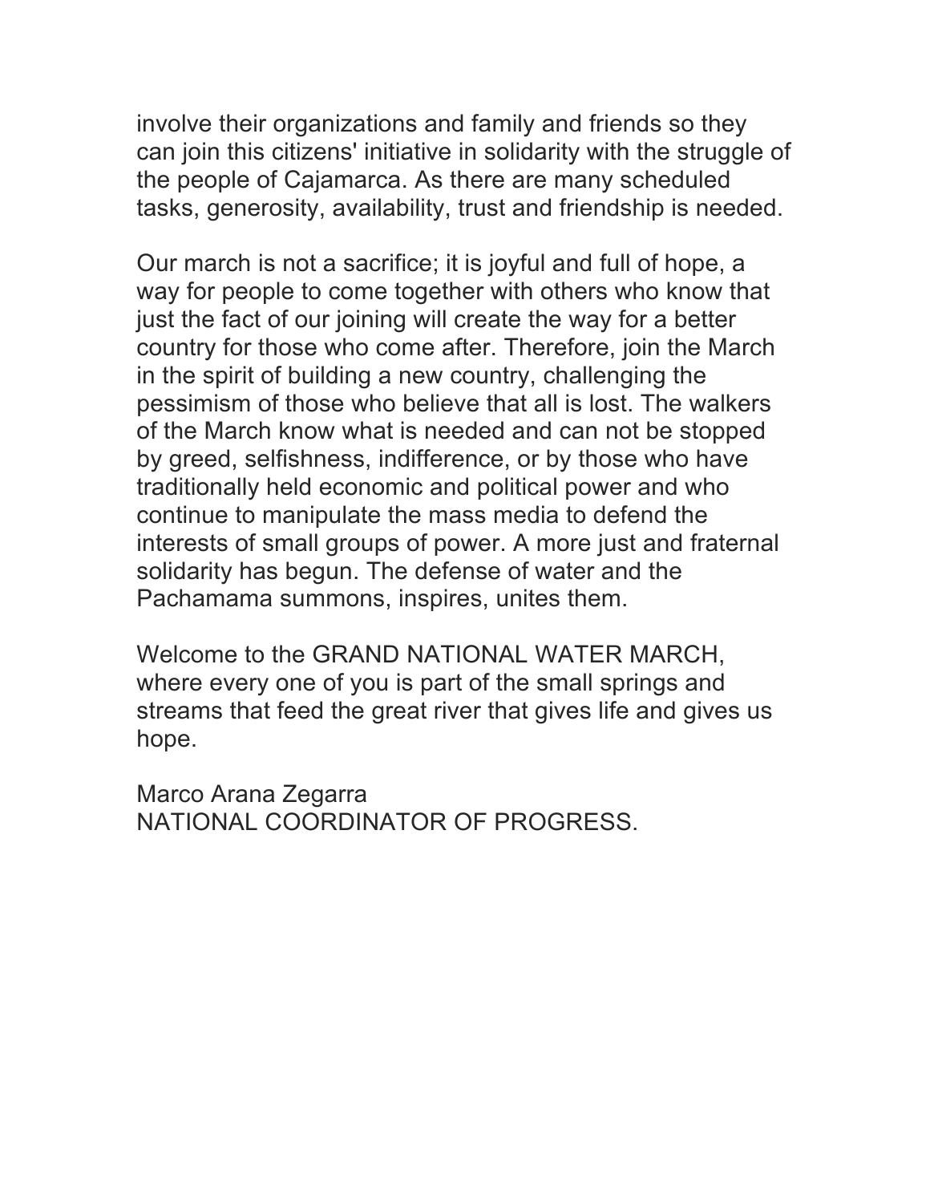involve their organizations and family and friends so they can join this citizens' initiative in solidarity with the struggle of the people of Cajamarca. As there are many scheduled tasks, generosity, availability, trust and friendship is needed.

Our march is not a sacrifice; it is joyful and full of hope, a way for people to come together with others who know that just the fact of our joining will create the way for a better country for those who come after. Therefore, join the March in the spirit of building a new country, challenging the pessimism of those who believe that all is lost. The walkers of the March know what is needed and can not be stopped by greed, selfishness, indifference, or by those who have traditionally held economic and political power and who continue to manipulate the mass media to defend the interests of small groups of power. A more just and fraternal solidarity has begun. The defense of water and the Pachamama summons, inspires, unites them.

Welcome to the GRAND NATIONAL WATER MARCH, where every one of you is part of the small springs and streams that feed the great river that gives life and gives us hope.

Marco Arana Zegarra
NATIONAL COORDINATOR OF PROGRESS.